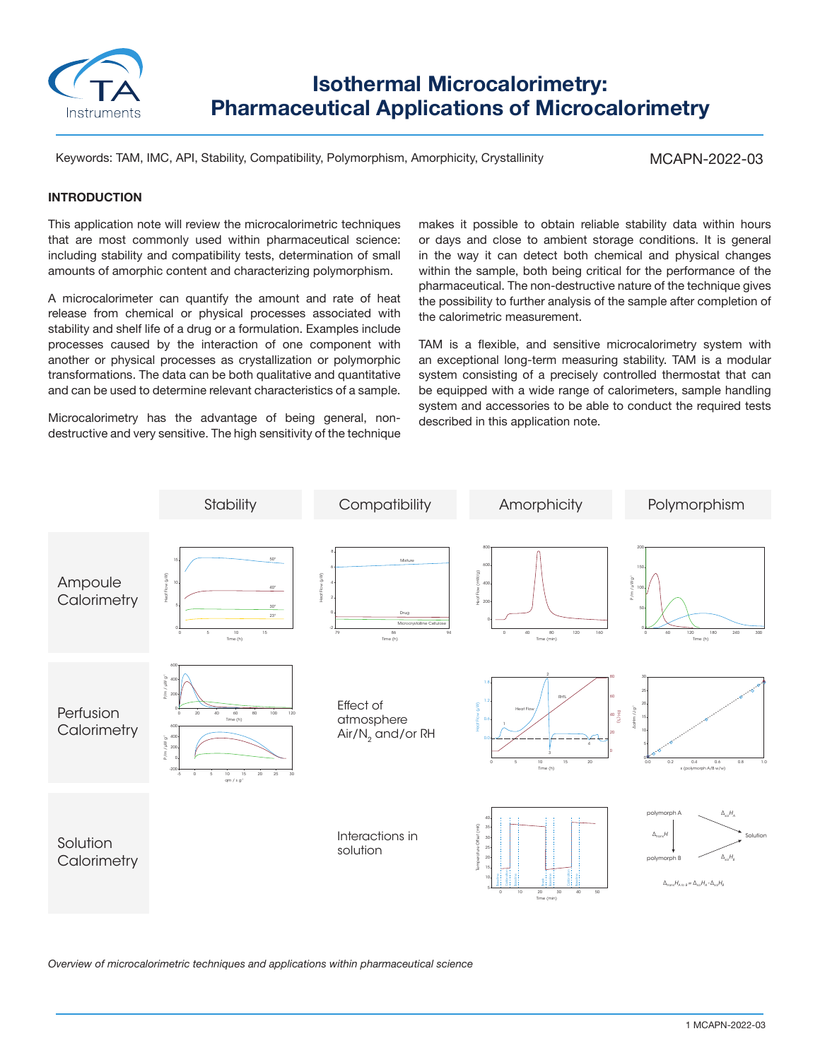# Isothermal Microcalorimetry: Pharmaceutical Applications of Microcalorimetry

Keywords: TAM, IMC, API, Stability, Compatibility, Polymorphism, Amorphicity, Crystallinity

MCAPN-2022-03

## INTRODUCTION

This application note will review the microcalorimetric techniques that are most commonly used within pharmaceutical science: including stability and compatibility tests, determination of small amounts of amorphic content and characterizing polymorphism.

A microcalorimeter can quantify the amount and rate of heat release from chemical or physical processes associated with stability and shelf life of a drug or a formulation. Examples include processes caused by the interaction of one component with another or physical processes as crystallization or polymorphic transformations. The data can be both qualitative and quantitative and can be used to determine relevant characteristics of a sample.

Microcalorimetry has the advantage of being general, non-destructive and very sensitive. The high sensitivity of the technique makes it possible to obtain reliable stability data within hours or days and close to ambient storage conditions. It is general in the way it can detect both chemical and physical changes within the sample, both being critical for the performance of the pharmaceutical. The non-destructive nature of the technique gives the possibility to further analysis of the sample after completion of the calorimetric measurement.

TAM is a flexible, and sensitive microcalorimetry system with an exceptional long-term measuring stability. TAM is a modular system consisting of a precisely controlled thermostat that can be equipped with a wide range of calorimeters, sample handling system and accessories to be able to conduct the required tests described in this application note.

| | Stability | Compatibility | Amorphicity | Polymorphism |
|---|---|---|---|---|
| Ampoule Calorimetry | | | | |
| Perfusion Calorimetry | | Effect of atmosphere Air/$N_2$ and/or RH | | |
| Solution Calorimetry | | Interactions in solution | | |

*Overview of microcalorimetric techniques and applications within pharmaceutical science*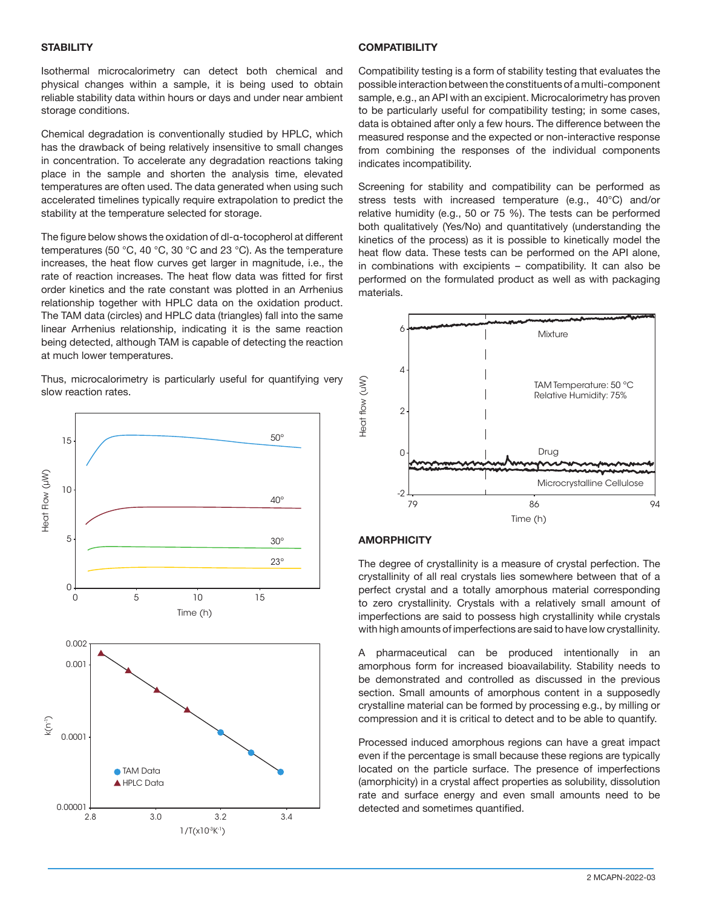## STABILITY

Isothermal microcalorimetry can detect both chemical and physical changes within a sample, it is being used to obtain reliable stability data within hours or days and under near ambient storage conditions.

Chemical degradation is conventionally studied by HPLC, which has the drawback of being relatively insensitive to small changes in concentration. To accelerate any degradation reactions taking place in the sample and shorten the analysis time, elevated temperatures are often used. The data generated when using such accelerated timelines typically require extrapolation to predict the stability at the temperature selected for storage.

The figure below shows the oxidation of dl-α-tocopherol at different temperatures (50 °C, 40 °C, 30 °C and 23 °C). As the temperature increases, the heat flow curves get larger in magnitude, i.e., the rate of reaction increases. The heat flow data was fitted for first order kinetics and the rate constant was plotted in an Arrhenius relationship together with HPLC data on the oxidation product. The TAM data (circles) and HPLC data (triangles) fall into the same linear Arrhenius relationship, indicating it is the same reaction being detected, although TAM is capable of detecting the reaction at much lower temperatures.

Thus, microcalorimetry is particularly useful for quantifying very slow reaction rates.

## COMPATIBILITY

Compatibility testing is a form of stability testing that evaluates the possible interaction between the constituents of a multi-component sample, e.g., an API with an excipient. Microcalorimetry has proven to be particularly useful for compatibility testing; in some cases, data is obtained after only a few hours. The difference between the measured response and the expected or non-interactive response from combining the responses of the individual components indicates incompatibility.

Screening for stability and compatibility can be performed as stress tests with increased temperature (e.g., 40°C) and/or relative humidity (e.g., 50 or 75 %). The tests can be performed both qualitatively (Yes/No) and quantitatively (understanding the kinetics of the process) as it is possible to kinetically model the heat flow data. These tests can be performed on the API alone, in combinations with excipients – compatibility. It can also be performed on the formulated product as well as with packaging materials.

## AMORPHICITY

The degree of crystallinity is a measure of crystal perfection. The crystallinity of all real crystals lies somewhere between that of a perfect crystal and a totally amorphous material corresponding to zero crystallinity. Crystals with a relatively small amount of imperfections are said to possess high crystallinity while crystals with high amounts of imperfections are said to have low crystallinity.

A pharmaceutical can be produced intentionally in an amorphous form for increased bioavailability. Stability needs to be demonstrated and controlled as discussed in the previous section. Small amounts of amorphous content in a supposedly crystalline material can be formed by processing e.g., by milling or compression and it is critical to detect and to be able to quantify.

Processed induced amorphous regions can have a great impact even if the percentage is small because these regions are typically located on the particle surface. The presence of imperfections (amorphicity) in a crystal affect properties as solubility, dissolution rate and surface energy and even small amounts need to be detected and sometimes quantified.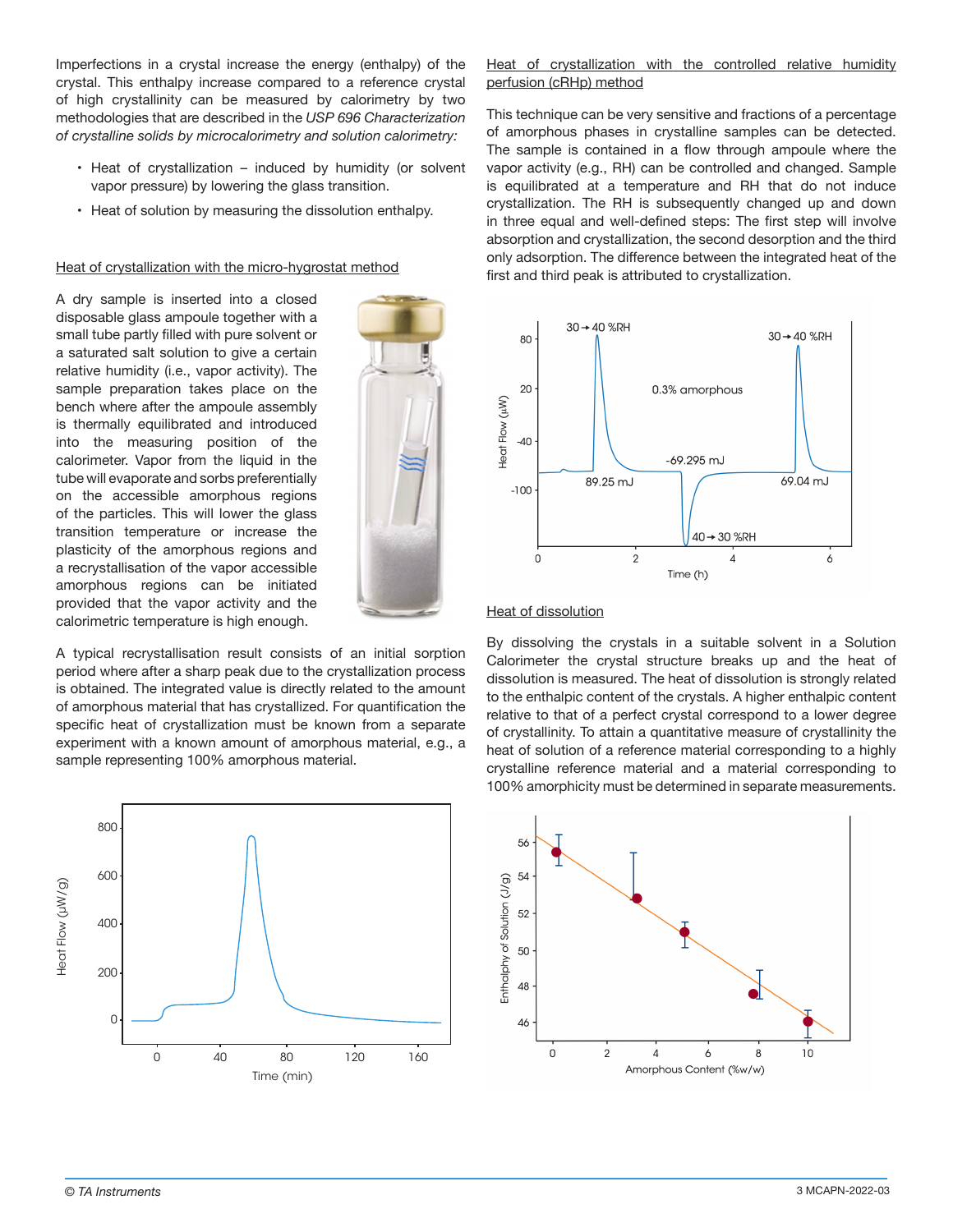Imperfections in a crystal increase the energy (enthalpy) of the crystal. This enthalpy increase compared to a reference crystal of high crystallinity can be measured by calorimetry by two methodologies that are described in the *USP 696 Characterization of crystalline solids by microcalorimetry and solution calorimetry:*

- Heat of crystallization – induced by humidity (or solvent vapor pressure) by lowering the glass transition.
- Heat of solution by measuring the dissolution enthalpy.

## Heat of crystallization with the micro-hygrostat method

A dry sample is inserted into a closed disposable glass ampoule together with a small tube partly filled with pure solvent or a saturated salt solution to give a certain relative humidity (i.e., vapor activity). The sample preparation takes place on the bench where after the ampoule assembly is thermally equilibrated and introduced into the measuring position of the calorimeter. Vapor from the liquid in the tube will evaporate and sorbs preferentially on the accessible amorphous regions of the particles. This will lower the glass transition temperature or increase the plasticity of the amorphous regions and a recrystallisation of the vapor accessible amorphous regions can be initiated provided that the vapor activity and the calorimetric temperature is high enough.

A typical recrystallisation result consists of an initial sorption period where after a sharp peak due to the crystallization process is obtained. The integrated value is directly related to the amount of amorphous material that has crystallized. For quantification the specific heat of crystallization must be known from a separate experiment with a known amount of amorphous material, e.g., a sample representing 100% amorphous material.

## Heat of crystallization with the controlled relative humidity perfusion (cRHp) method

This technique can be very sensitive and fractions of a percentage of amorphous phases in crystalline samples can be detected. The sample is contained in a flow through ampoule where the vapor activity (e.g., RH) can be controlled and changed. Sample is equilibrated at a temperature and RH that do not induce crystallization. The RH is subsequently changed up and down in three equal and well-defined steps: The first step will involve absorption and crystallization, the second desorption and the third only adsorption. The difference between the integrated heat of the first and third peak is attributed to crystallization.

## Heat of dissolution

By dissolving the crystals in a suitable solvent in a Solution Calorimeter the crystal structure breaks up and the heat of dissolution is measured. The heat of dissolution is strongly related to the enthalpic content of the crystals. A higher enthalpic content relative to that of a perfect crystal correspond to a lower degree of crystallinity. To attain a quantitative measure of crystallinity the heat of solution of a reference material corresponding to a highly crystalline reference material and a material corresponding to 100% amorphicity must be determined in separate measurements.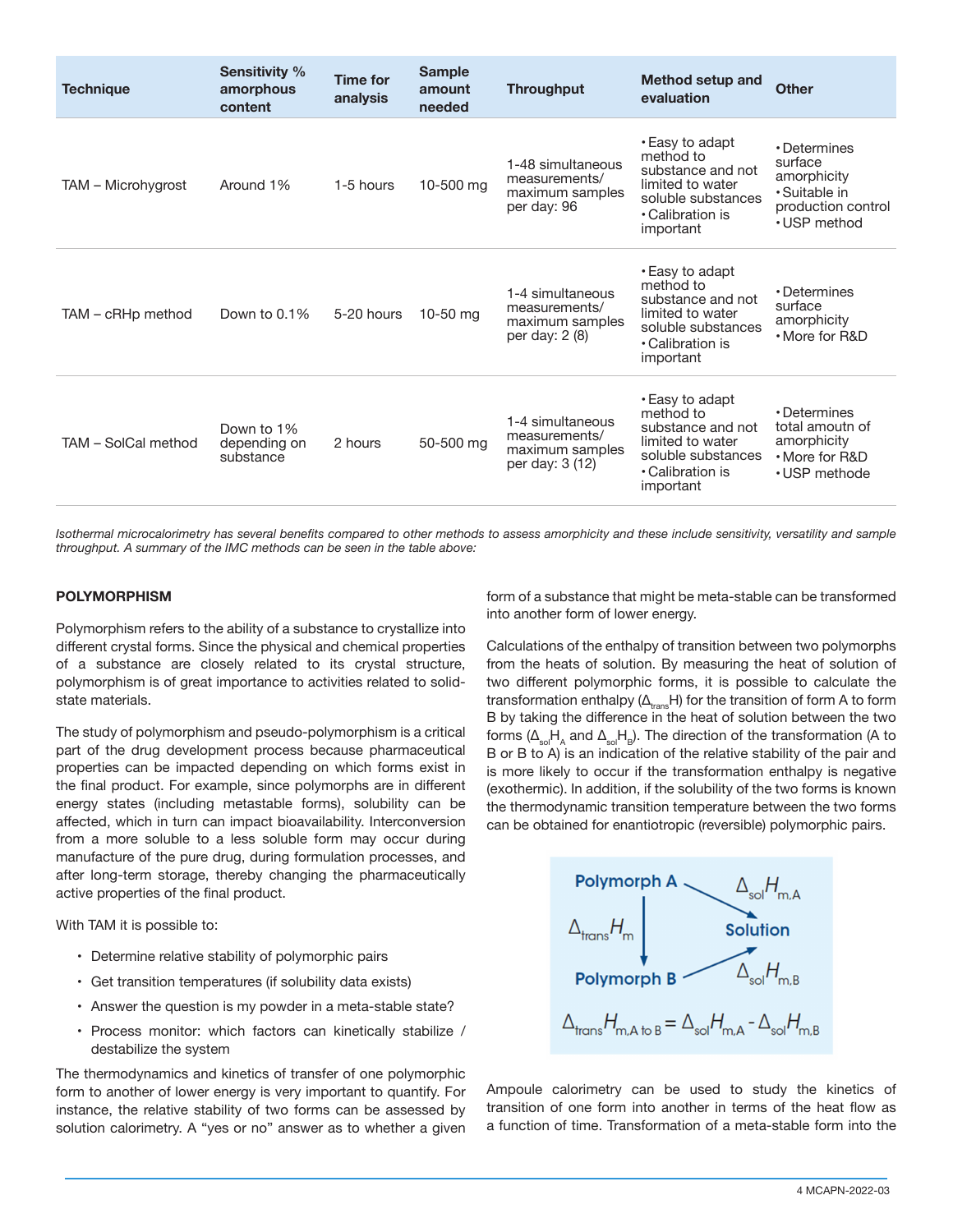| Technique | Sensitivity % amorphous content | Time for analysis | Sample amount needed | Throughput | Method setup and evaluation | Other |
|---|---|---|---|---|---|---|
| TAM – Microhygrost | Around 1% | 1-5 hours | 10-500 mg | 1-48 simultaneous measurements/ maximum samples per day: 96 | • Easy to adapt method to substance and not limited to water soluble substances • Calibration is important | • Determines surface amorphicity • Suitable in production control • USP method |
| TAM – cRHp method | Down to 0.1% | 5-20 hours | 10-50 mg | 1-4 simultaneous measurements/ maximum samples per day: 2 (8) | • Easy to adapt method to substance and not limited to water soluble substances • Calibration is important | • Determines surface amorphicity • More for R&D |
| TAM – SolCal method | Down to 1% depending on substance | 2 hours | 50-500 mg | 1-4 simultaneous measurements/ maximum samples per day: 3 (12) | • Easy to adapt method to substance and not limited to water soluble substances • Calibration is important | • Determines total amoutn of amorphicity • More for R&D • USP methode |

*Isothermal microcalorimetry has several benefits compared to other methods to assess amorphicity and these include sensitivity, versatility and sample throughput. A summary of the IMC methods can be seen in the table above:*

## POLYMORPHISM

Polymorphism refers to the ability of a substance to crystallize into different crystal forms. Since the physical and chemical properties of a substance are closely related to its crystal structure, polymorphism is of great importance to activities related to solid-state materials.

The study of polymorphism and pseudo-polymorphism is a critical part of the drug development process because pharmaceutical properties can be impacted depending on which forms exist in the final product. For example, since polymorphs are in different energy states (including metastable forms), solubility can be affected, which in turn can impact bioavailability. Interconversion from a more soluble to a less soluble form may occur during manufacture of the pure drug, during formulation processes, and after long-term storage, thereby changing the pharmaceutically active properties of the final product.

With TAM it is possible to:

- Determine relative stability of polymorphic pairs
- Get transition temperatures (if solubility data exists)
- Answer the question is my powder in a meta-stable state?
- Process monitor: which factors can kinetically stabilize / destabilize the system

The thermodynamics and kinetics of transfer of one polymorphic form to another of lower energy is very important to quantify. For instance, the relative stability of two forms can be assessed by solution calorimetry. A "yes or no" answer as to whether a given form of a substance that might be meta-stable can be transformed into another form of lower energy.

Calculations of the enthalpy of transition between two polymorphs from the heats of solution. By measuring the heat of solution of two different polymorphic forms, it is possible to calculate the transformation enthalpy ($\Delta_{trans}H$) for the transition of form A to form B by taking the difference in the heat of solution between the two forms ($\Delta_{sol}H_A$ and $\Delta_{sol}H_B$). The direction of the transformation (A to B or B to A) is an indication of the relative stability of the pair and is more likely to occur if the transformation enthalpy is negative (exothermic). In addition, if the solubility of the two forms is known the thermodynamic transition temperature between the two forms can be obtained for enantiotropic (reversible) polymorphic pairs.

Polymorph A → Solution: $\Delta_{sol}H_{m,A}$

Polymorph A → Polymorph B: $\Delta_{trans}H_m$

Polymorph B → Solution: $\Delta_{sol}H_{m,B}$

$$\Delta_{trans}H_{m,A\ to\ B} = \Delta_{sol}H_{m,A} - \Delta_{sol}H_{m,B}$$

Ampoule calorimetry can be used to study the kinetics of transition of one form into another in terms of the heat flow as a function of time. Transformation of a meta-stable form into the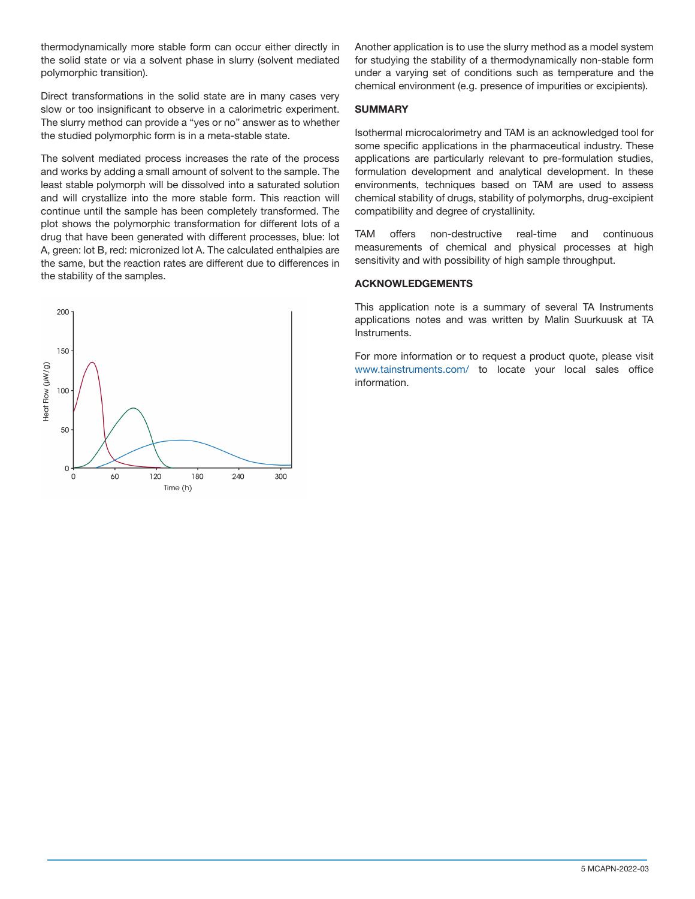thermodynamically more stable form can occur either directly in the solid state or via a solvent phase in slurry (solvent mediated polymorphic transition).

Direct transformations in the solid state are in many cases very slow or too insignificant to observe in a calorimetric experiment. The slurry method can provide a "yes or no" answer as to whether the studied polymorphic form is in a meta-stable state.

The solvent mediated process increases the rate of the process and works by adding a small amount of solvent to the sample. The least stable polymorph will be dissolved into a saturated solution and will crystallize into the more stable form. This reaction will continue until the sample has been completely transformed. The plot shows the polymorphic transformation for different lots of a drug that have been generated with different processes, blue: lot A, green: lot B, red: micronized lot A. The calculated enthalpies are the same, but the reaction rates are different due to differences in the stability of the samples.

Heat Flow (μW/g)
200
150
100
50
0
0
60
120
180
240
300
Time (h)

Another application is to use the slurry method as a model system for studying the stability of a thermodynamically non-stable form under a varying set of conditions such as temperature and the chemical environment (e.g. presence of impurities or excipients).

## SUMMARY

Isothermal microcalorimetry and TAM is an acknowledged tool for some specific applications in the pharmaceutical industry. These applications are particularly relevant to pre-formulation studies, formulation development and analytical development. In these environments, techniques based on TAM are used to assess chemical stability of drugs, stability of polymorphs, drug-excipient compatibility and degree of crystallinity.

TAM offers non-destructive real-time and continuous measurements of chemical and physical processes at high sensitivity and with possibility of high sample throughput.

## ACKNOWLEDGEMENTS

This application note is a summary of several TA Instruments applications notes and was written by Malin Suurkuusk at TA Instruments.

For more information or to request a product quote, please visit www.tainstruments.com/ to locate your local sales office information.